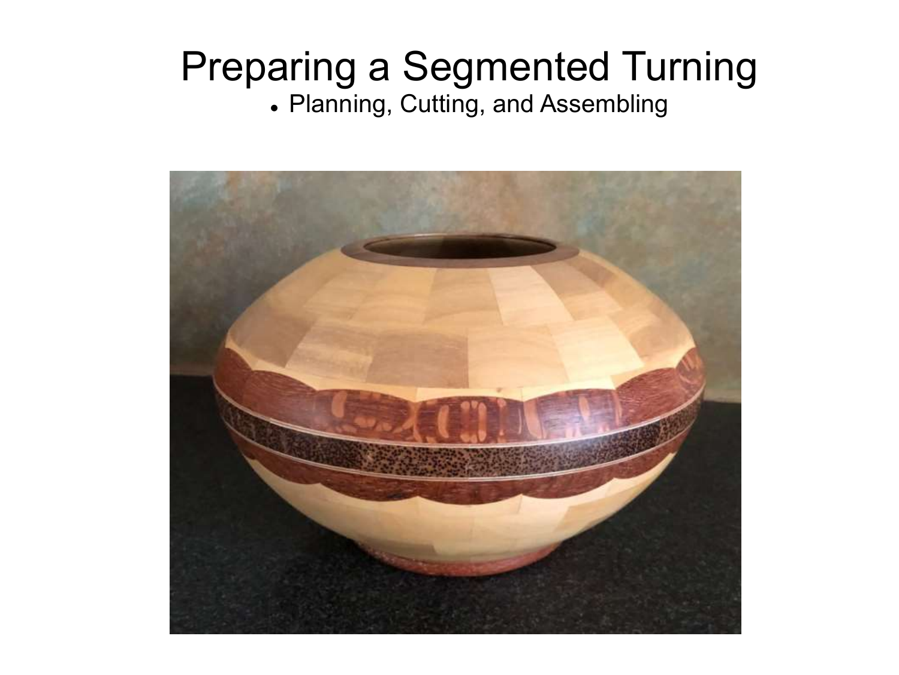# Preparing a Segmented Turning

- Planning, Cutting, and Assembling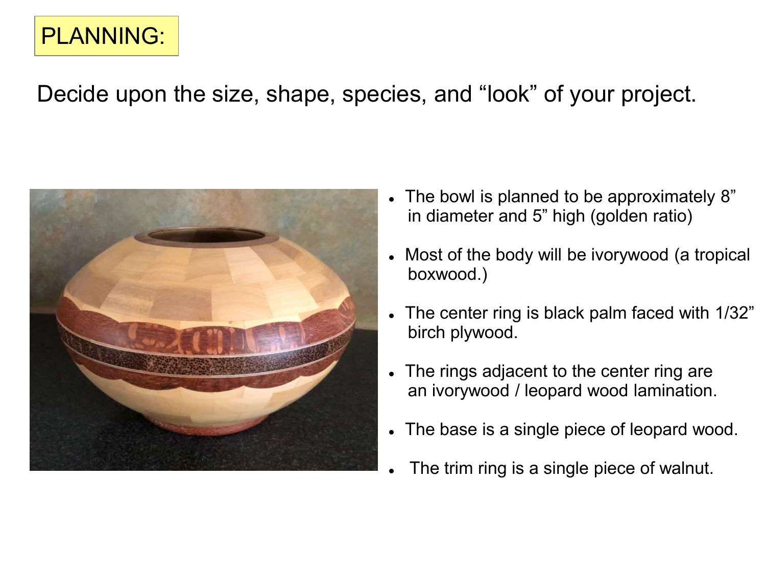# PLANNING:

Decide upon the size, shape, species, and "look" of your project.

- The bowl is planned to be approximately 8" in diameter and 5" high (golden ratio)
- Most of the body will be ivorywood (a tropical boxwood.)
- The center ring is black palm faced with 1/32" birch plywood.
- The rings adjacent to the center ring are an ivorywood / leopard wood lamination.
- The base is a single piece of leopard wood.
- The trim ring is a single piece of walnut.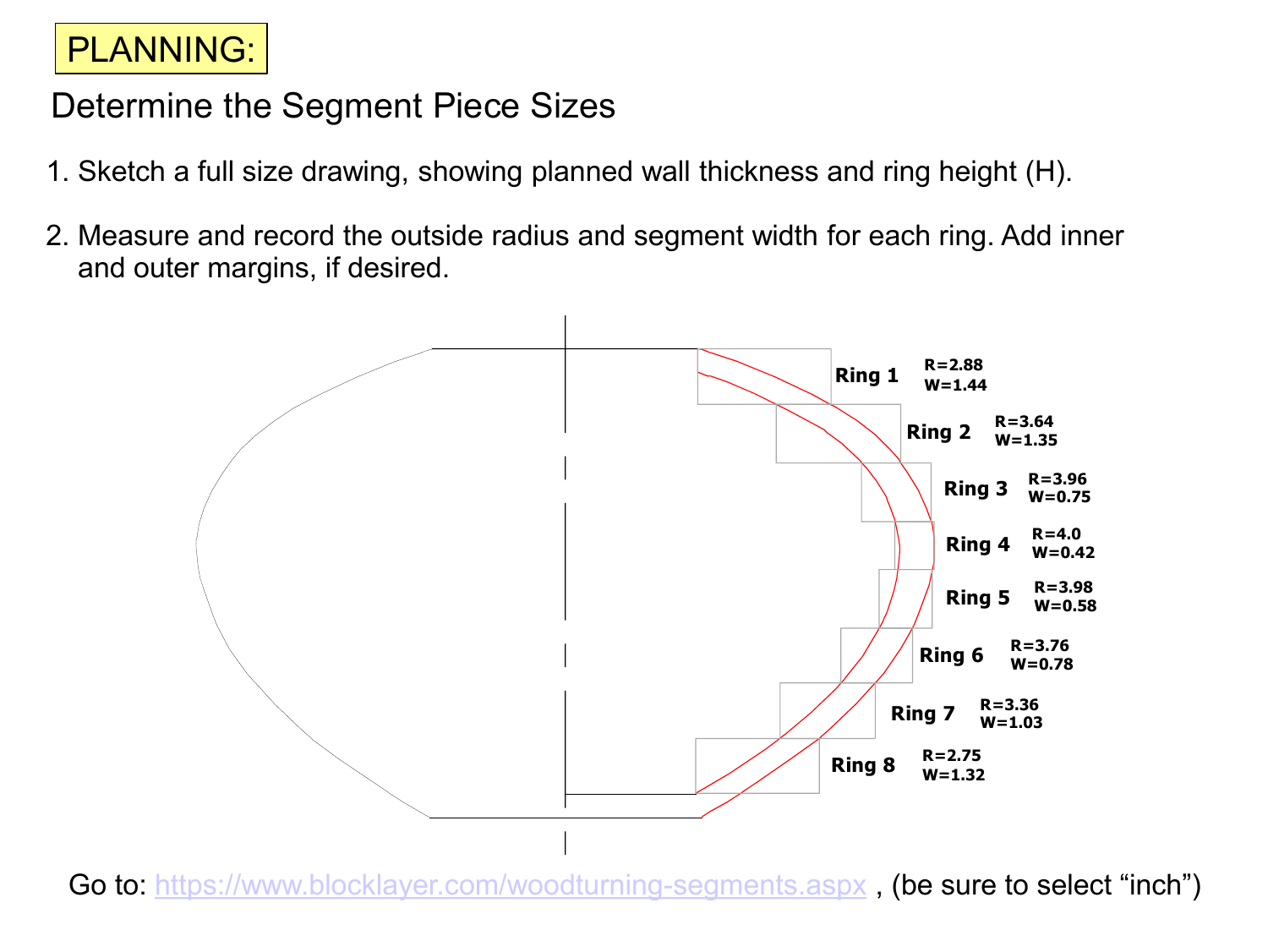PLANNING:

## Determine the Segment Piece Sizes

1. Sketch a full size drawing, showing planned wall thickness and ring height (H).

2. Measure and record the outside radius and segment width for each ring. Add inner and outer margins, if desired.

| Ring | R | W |
| --- | --- | --- |
| Ring 1 | R=2.88 | W=1.44 |
| Ring 2 | R=3.64 | W=1.35 |
| Ring 3 | R=3.96 | W=0.75 |
| Ring 4 | R=4.0 | W=0.42 |
| Ring 5 | R=3.98 | W=0.58 |
| Ring 6 | R=3.76 | W=0.78 |
| Ring 7 | R=3.36 | W=1.03 |
| Ring 8 | R=2.75 | W=1.32 |

Go to: https://www.blocklayer.com/woodturning-segments.aspx , (be sure to select “inch”)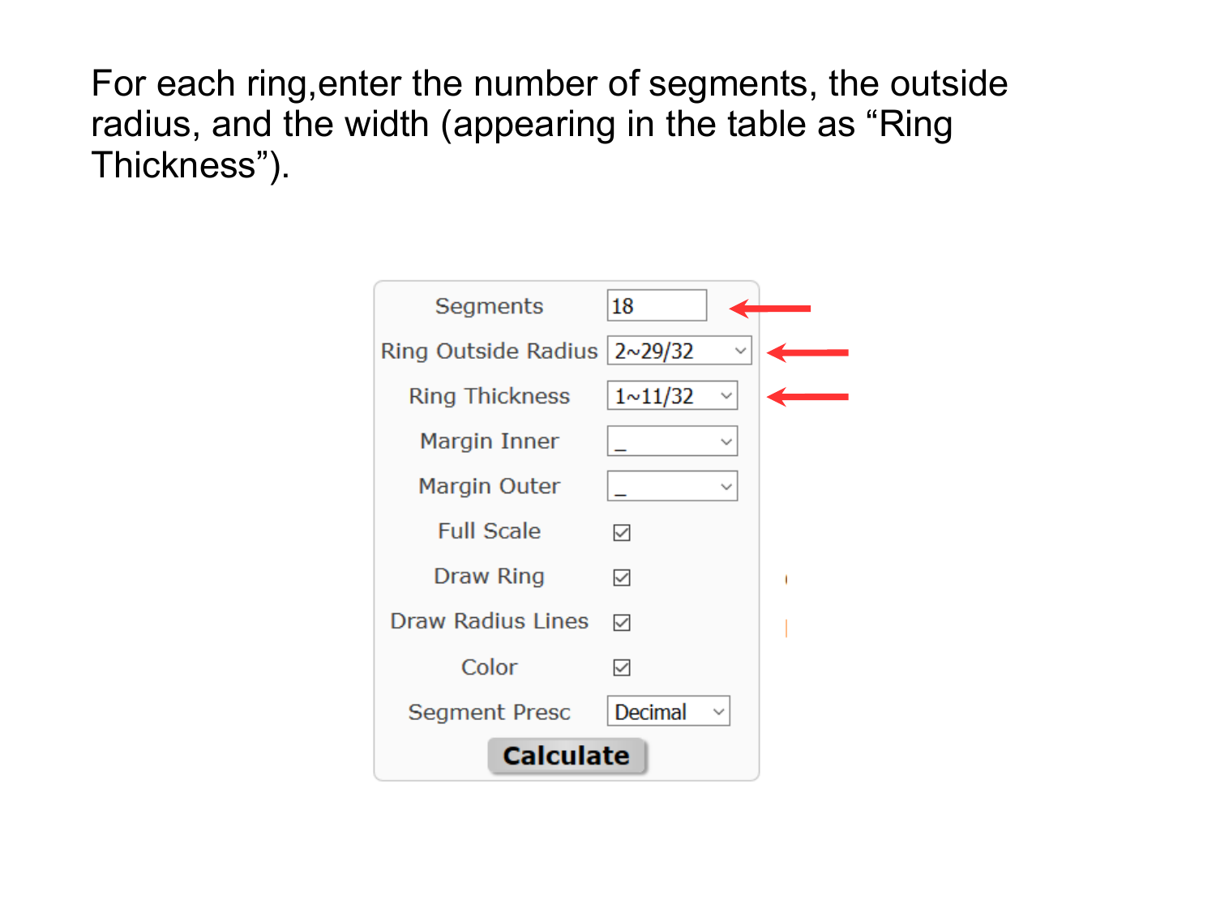For each ring,enter the number of segments, the outside radius, and the width (appearing in the table as “Ring Thickness”).

| Field | Value |
| --- | --- |
| Segments | 18 |
| Ring Outside Radius | 2~29/32 |
| Ring Thickness | 1~11/32 |
| Margin Inner | _ |
| Margin Outer | _ |
| Full Scale | ☑ |
| Draw Ring | ☑ |
| Draw Radius Lines | ☑ |
| Color | ☑ |
| Segment Presc | Decimal |

**Calculate**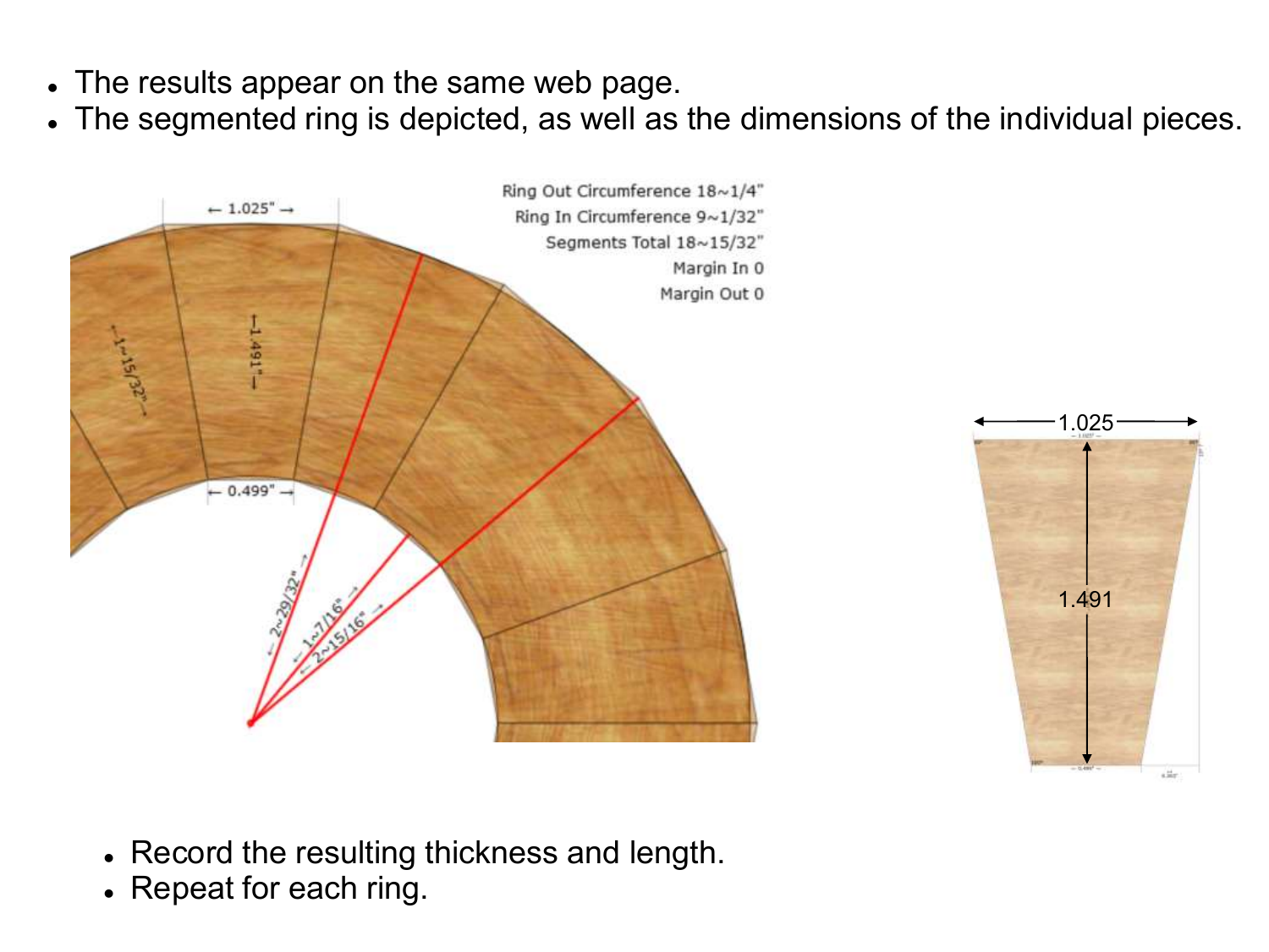- The results appear on the same web page.
- The segmented ring is depicted, as well as the dimensions of the individual pieces.

Ring Out Circumference 18~1/4"
Ring In Circumference 9~1/32"
Segments Total 18~15/32"
Margin In 0
Margin Out 0

- Record the resulting thickness and length.
- Repeat for each ring.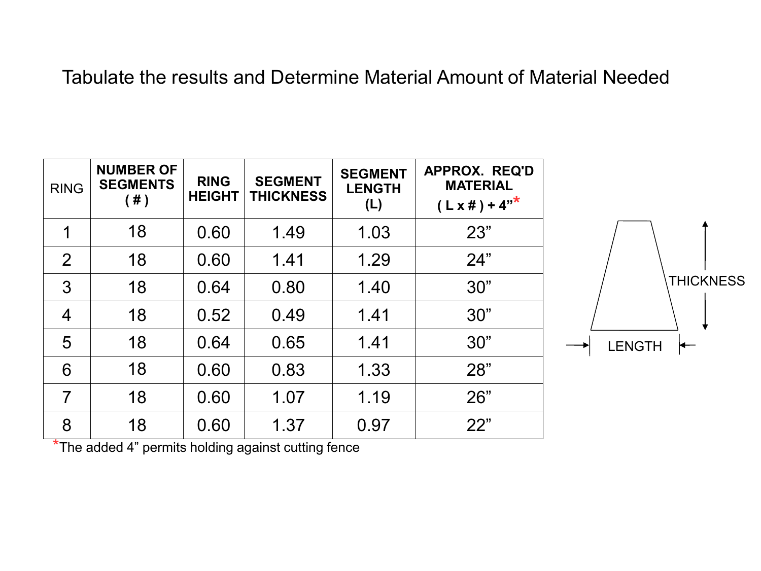# Tabulate the results and Determine Material Amount of Material Needed

| RING | NUMBER OF SEGMENTS ( # ) | RING HEIGHT | SEGMENT THICKNESS | SEGMENT LENGTH (L) | APPROX. REQ'D MATERIAL ( L x # ) + 4”* |
|---|---|---|---|---|---|
| 1 | 18 | 0.60 | 1.49 | 1.03 | 23” |
| 2 | 18 | 0.60 | 1.41 | 1.29 | 24” |
| 3 | 18 | 0.64 | 0.80 | 1.40 | 30” |
| 4 | 18 | 0.52 | 0.49 | 1.41 | 30” |
| 5 | 18 | 0.64 | 0.65 | 1.41 | 30” |
| 6 | 18 | 0.60 | 0.83 | 1.33 | 28” |
| 7 | 18 | 0.60 | 1.07 | 1.19 | 26” |
| 8 | 18 | 0.60 | 1.37 | 0.97 | 22” |

*The added 4” permits holding against cutting fence

THICKNESS

LENGTH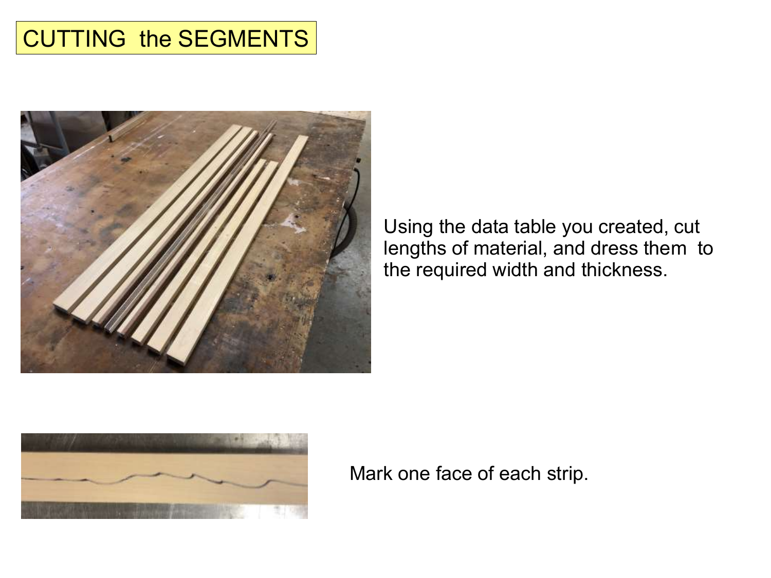# CUTTING the SEGMENTS

Using the data table you created, cut lengths of material, and dress them to the required width and thickness.

Mark one face of each strip.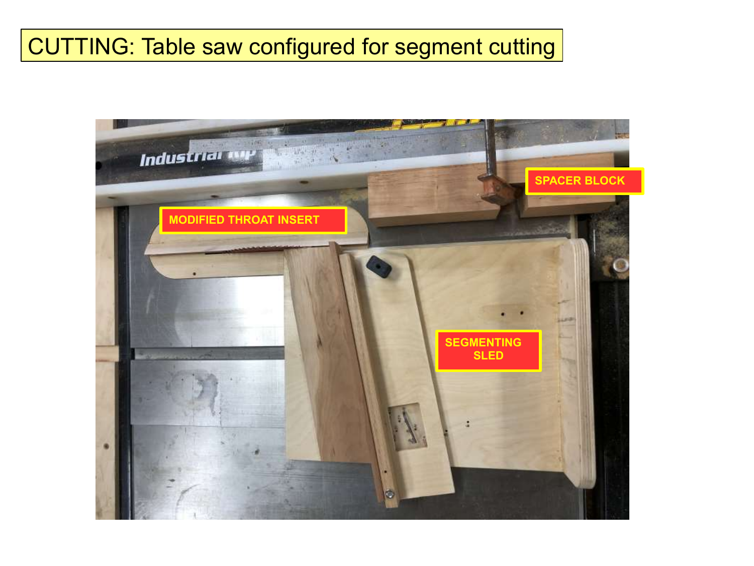# CUTTING: Table saw configured for segment cutting

MODIFIED THROAT INSERT

SPACER BLOCK

SEGMENTING SLED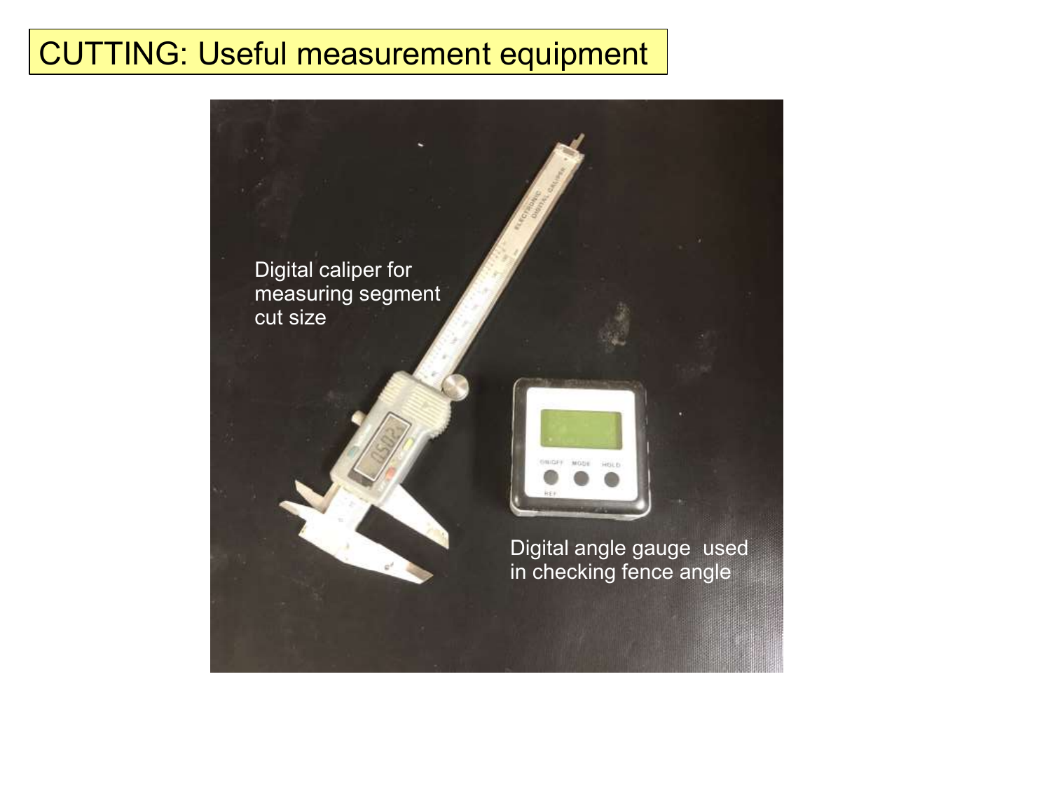# CUTTING: Useful measurement equipment

Digital caliper for measuring segment cut size

Digital angle gauge used in checking fence angle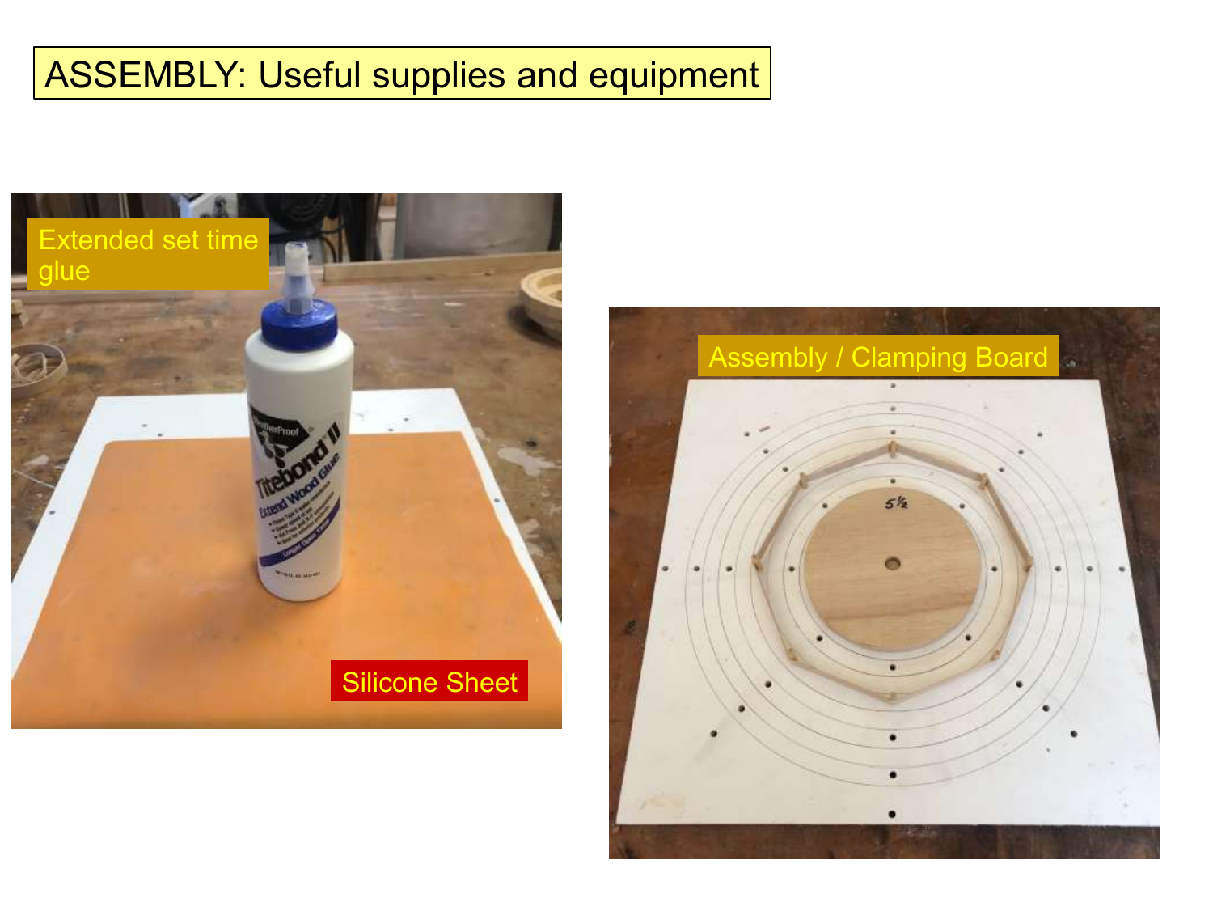# ASSEMBLY: Useful supplies and equipment

Extended set time glue

Silicone Sheet

Assembly / Clamping Board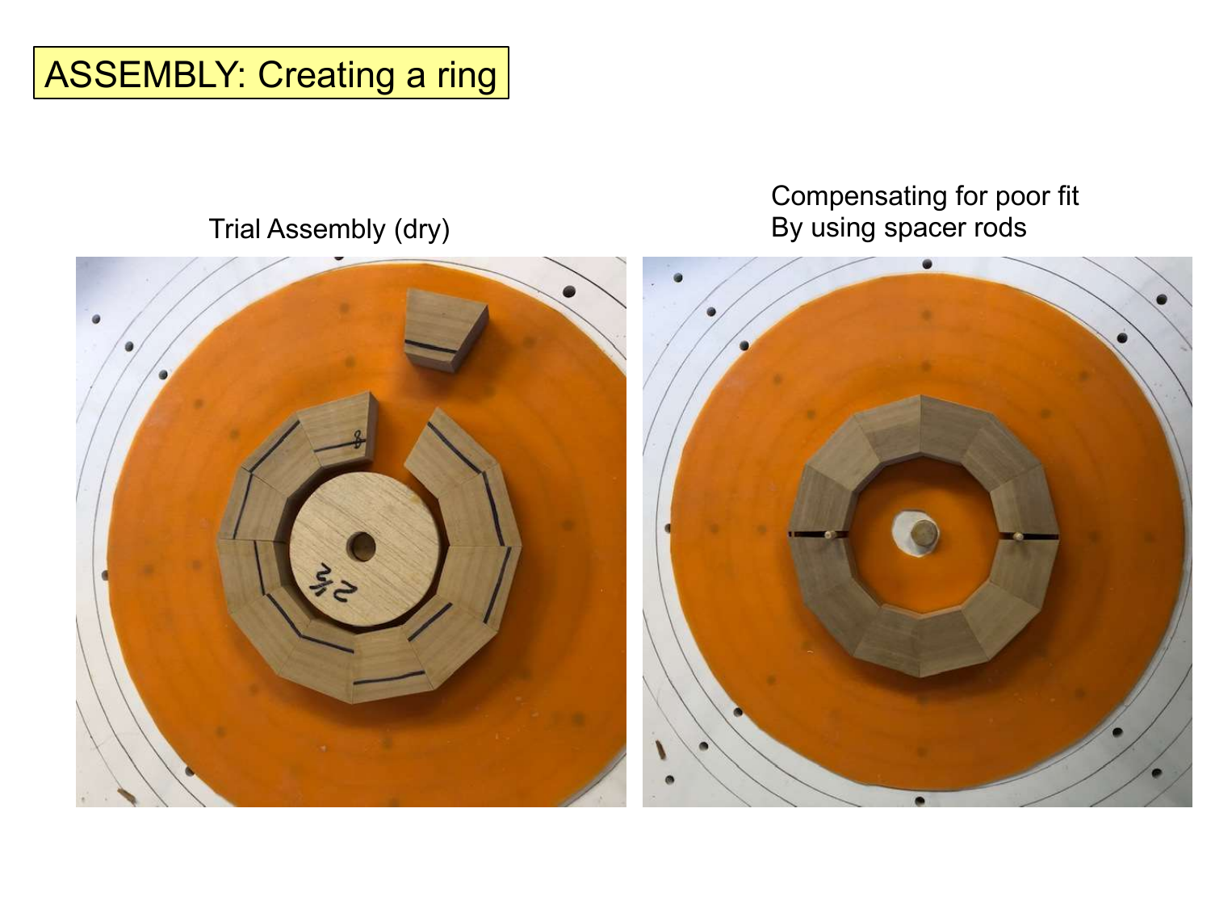# ASSEMBLY: Creating a ring

Trial Assembly (dry)

Compensating for poor fit
By using spacer rods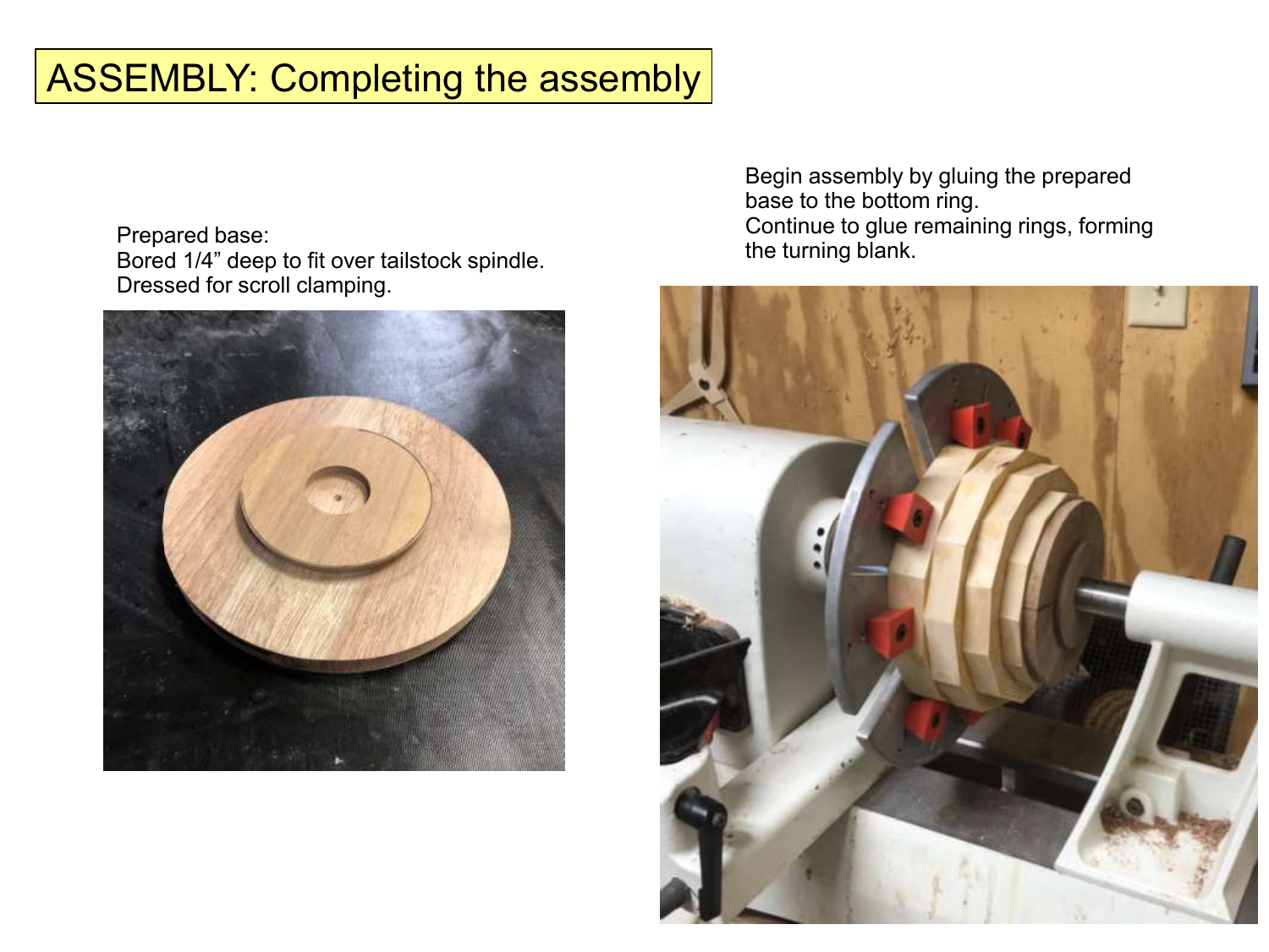# ASSEMBLY: Completing the assembly

Prepared base:
Bored 1/4" deep to fit over tailstock spindle.
Dressed for scroll clamping.

Begin assembly by gluing the prepared base to the bottom ring.
Continue to glue remaining rings, forming the turning blank.